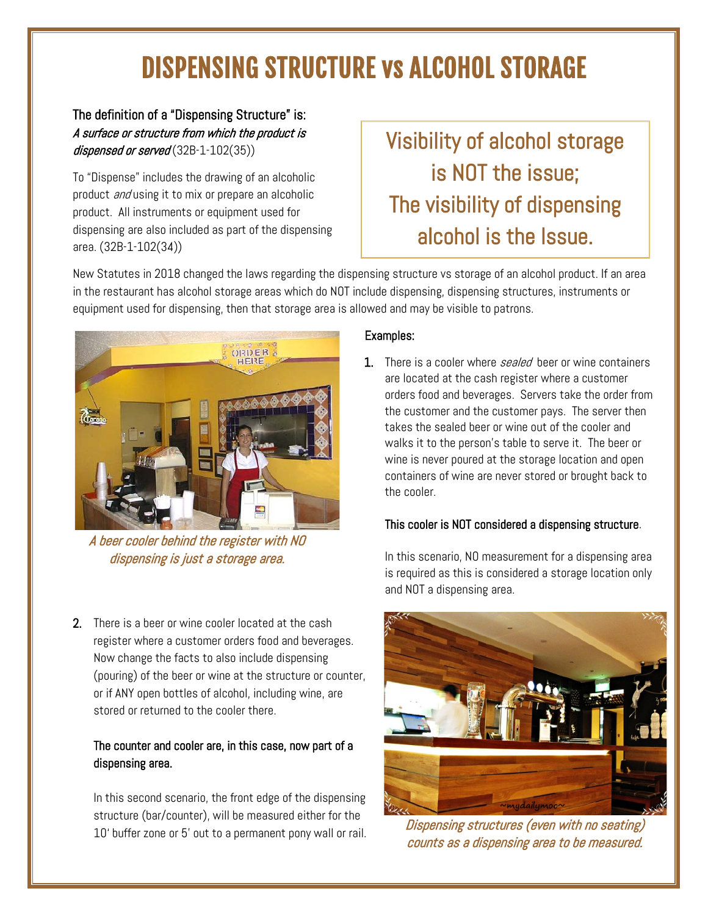# DISPENSING STRUCTURE vs ALCOHOL STORAGE

**The definition of a "Dispensing Structure" is:**
*A surface or structure from which the product is dispensed or served* (32B-1-102(35))

To "Dispense" includes the drawing of an alcoholic product *and* using it to mix or prepare an alcoholic product. All instruments or equipment used for dispensing are also included as part of the dispensing area. (32B-1-102(34))

> Visibility of alcohol storage is NOT the issue;
> The visibility of dispensing alcohol is the Issue.

New Statutes in 2018 changed the laws regarding the dispensing structure vs storage of an alcohol product. If an area in the restaurant has alcohol storage areas which do NOT include dispensing, dispensing structures, instruments or equipment used for dispensing, then that storage area is allowed and may be visible to patrons.

*A beer cooler behind the register with NO dispensing is just a storage area.*

**Examples:**

1. There is a cooler where *sealed* beer or wine containers are located at the cash register where a customer orders food and beverages. Servers take the order from the customer and the customer pays. The server then takes the sealed beer or wine out of the cooler and walks it to the person's table to serve it. The beer or wine is never poured at the storage location and open containers of wine are never stored or brought back to the cooler.

   **This cooler is NOT considered a dispensing structure.**

   In this scenario, NO measurement for a dispensing area is required as this is considered a storage location only and NOT a dispensing area.

2. There is a beer or wine cooler located at the cash register where a customer orders food and beverages. Now change the facts to also include dispensing (pouring) of the beer or wine at the structure or counter, or if ANY open bottles of alcohol, including wine, are stored or returned to the cooler there.

   **The counter and cooler are, in this case, now part of a dispensing area.**

   In this second scenario, the front edge of the dispensing structure (bar/counter), will be measured either for the 10' buffer zone or 5' out to a permanent pony wall or rail.

*Dispensing structures (even with no seating) counts as a dispensing area to be measured.*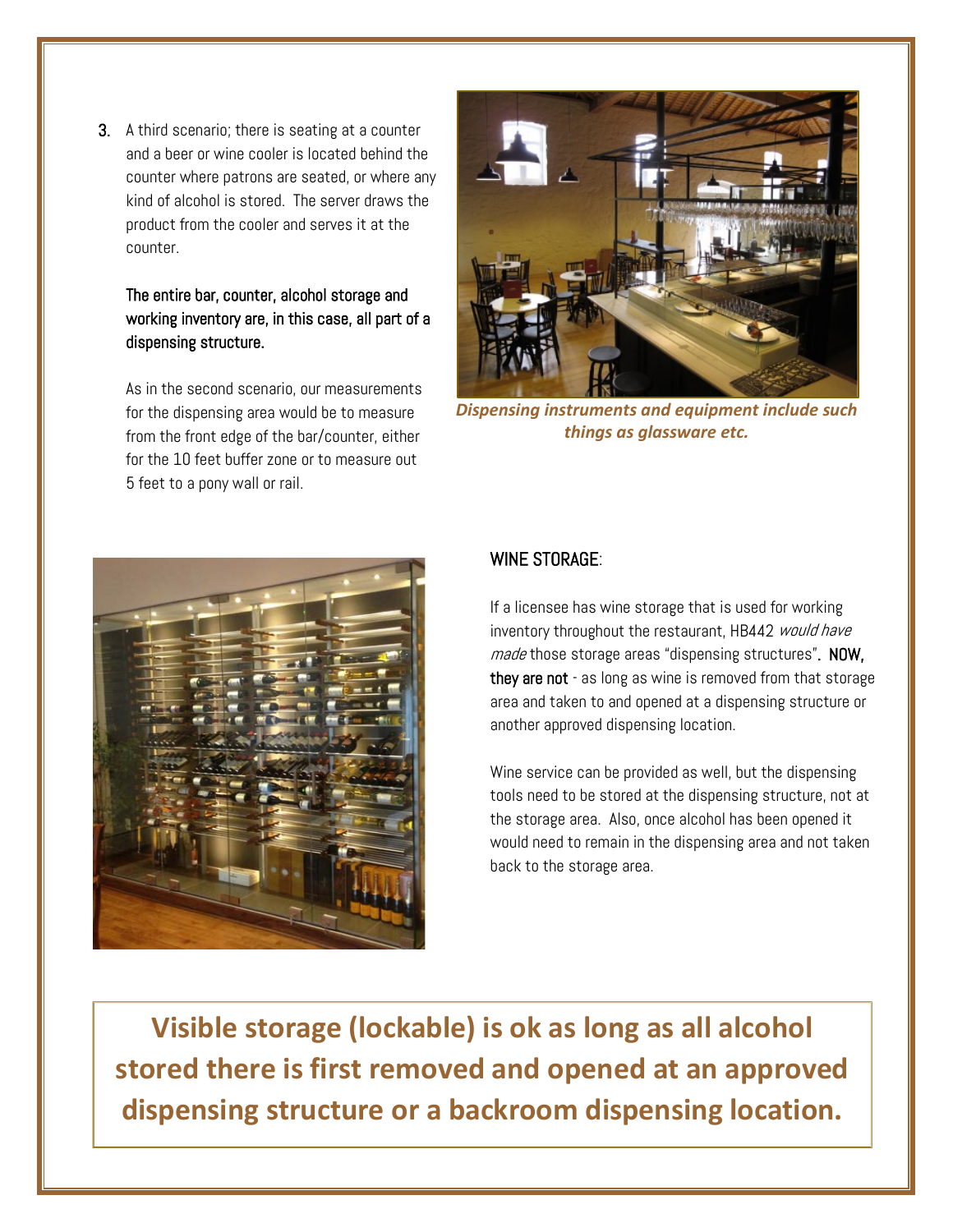3. A third scenario; there is seating at a counter and a beer or wine cooler is located behind the counter where patrons are seated, or where any kind of alcohol is stored. The server draws the product from the cooler and serves it at the counter.

   **The entire bar, counter, alcohol storage and working inventory are, in this case, all part of a dispensing structure.**

   As in the second scenario, our measurements for the dispensing area would be to measure from the front edge of the bar/counter, either for the 10 feet buffer zone or to measure out 5 feet to a pony wall or rail.

***Dispensing instruments and equipment include such things as glassware etc.***

WINE STORAGE:

If a licensee has wine storage that is used for working inventory throughout the restaurant, HB442 *would have made* those storage areas "dispensing structures". **NOW, they are not** - as long as wine is removed from that storage area and taken to and opened at a dispensing structure or another approved dispensing location.

Wine service can be provided as well, but the dispensing tools need to be stored at the dispensing structure, not at the storage area. Also, once alcohol has been opened it would need to remain in the dispensing area and not taken back to the storage area.

**Visible storage (lockable) is ok as long as all alcohol stored there is first removed and opened at an approved dispensing structure or a backroom dispensing location.**